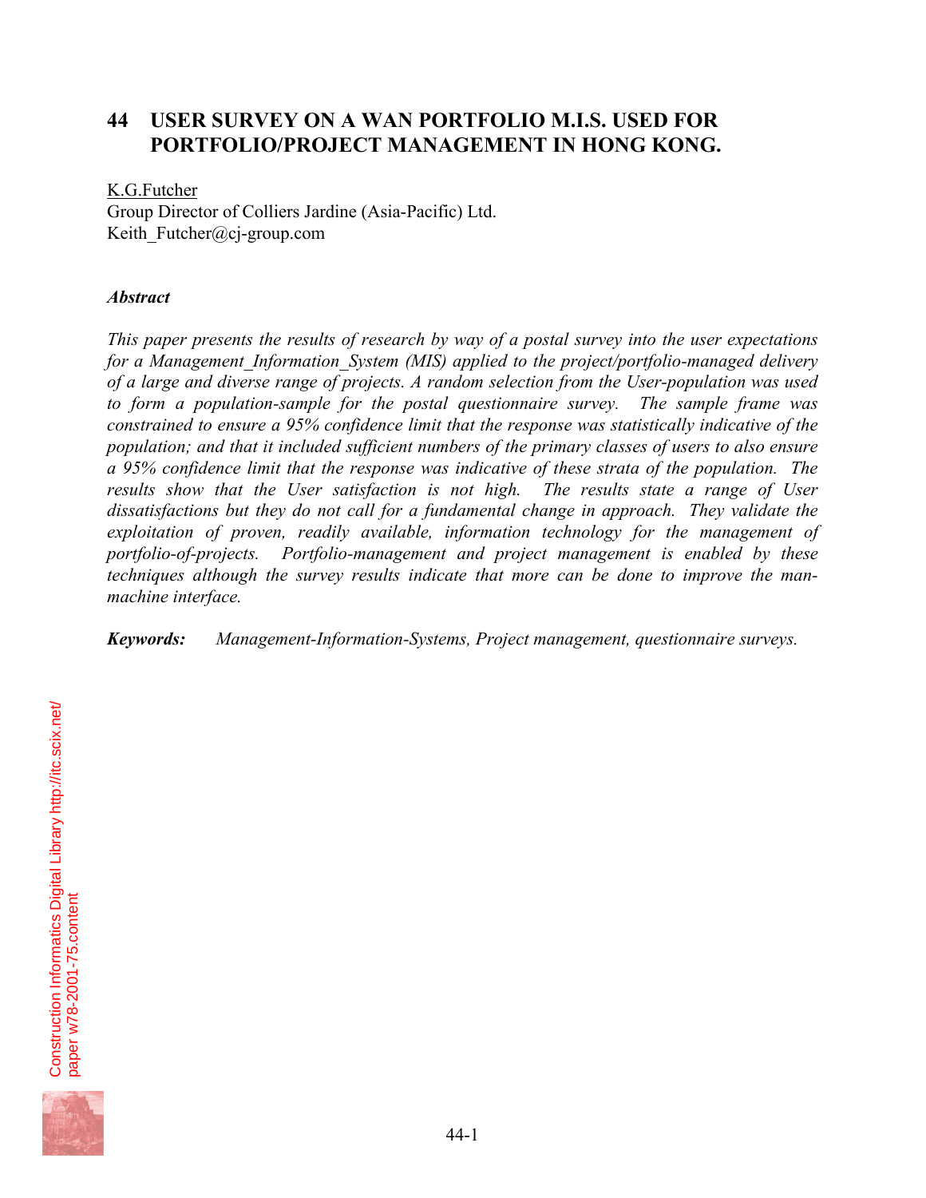# 44 USER SURVEY ON A WAN PORTFOLIO M.I.S. USED FOR PORTFOLIO/PROJECT MANAGEMENT IN HONG KONG.

K.G.Futcher
Group Director of Colliers Jardine (Asia-Pacific) Ltd.
Keith_Futcher@cj-group.com

***Abstract***

*This paper presents the results of research by way of a postal survey into the user expectations for a Management_Information_System (MIS) applied to the project/portfolio-managed delivery of a large and diverse range of projects. A random selection from the User-population was used to form a population-sample for the postal questionnaire survey. The sample frame was constrained to ensure a 95% confidence limit that the response was statistically indicative of the population; and that it included sufficient numbers of the primary classes of users to also ensure a 95% confidence limit that the response was indicative of these strata of the population. The results show that the User satisfaction is not high. The results state a range of User dissatisfactions but they do not call for a fundamental change in approach. They validate the exploitation of proven, readily available, information technology for the management of portfolio-of-projects. Portfolio-management and project management is enabled by these techniques although the survey results indicate that more can be done to improve the man-machine interface.*

***Keywords:*** *Management-Information-Systems, Project management, questionnaire surveys.*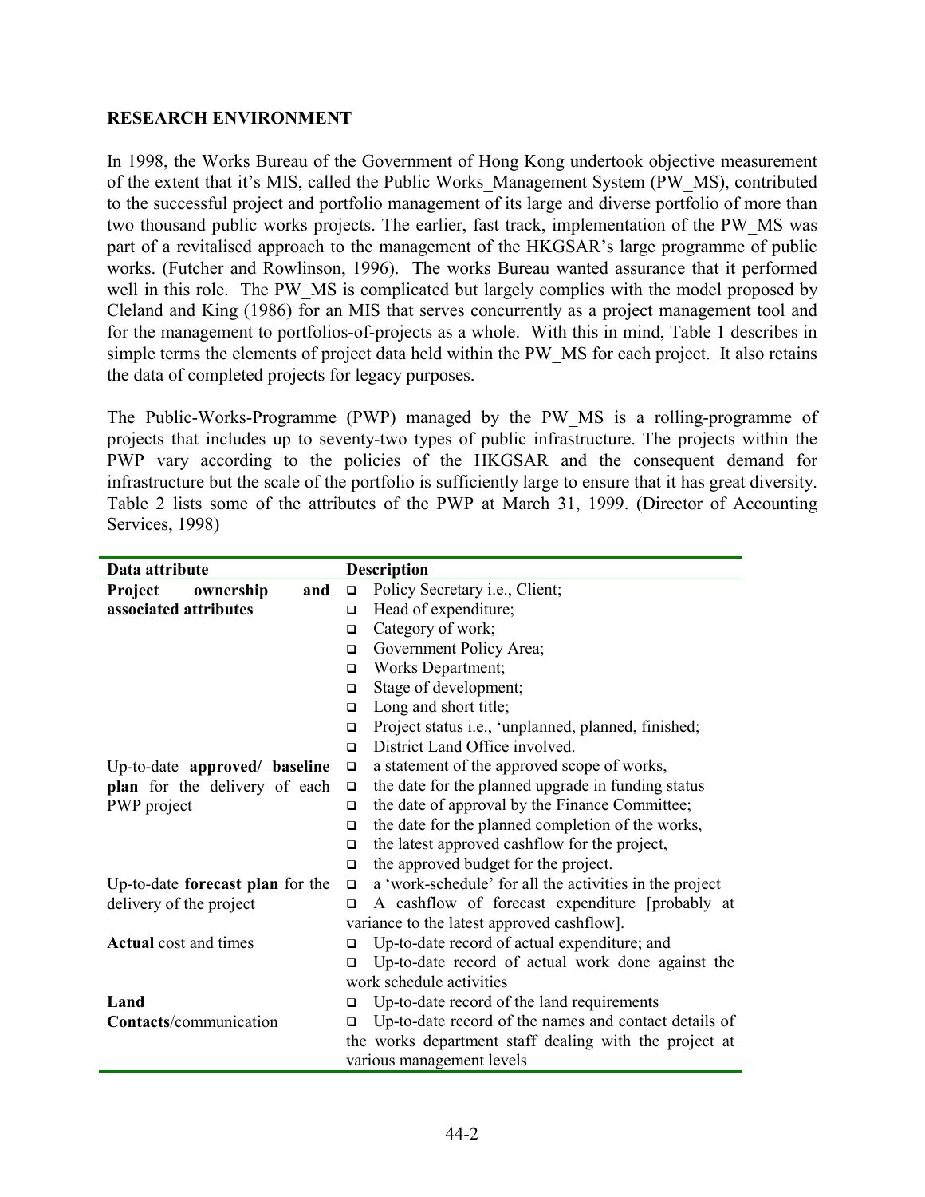## RESEARCH ENVIRONMENT

In 1998, the Works Bureau of the Government of Hong Kong undertook objective measurement of the extent that it's MIS, called the Public Works_Management System (PW_MS), contributed to the successful project and portfolio management of its large and diverse portfolio of more than two thousand public works projects. The earlier, fast track, implementation of the PW_MS was part of a revitalised approach to the management of the HKGSAR's large programme of public works. (Futcher and Rowlinson, 1996). The works Bureau wanted assurance that it performed well in this role. The PW_MS is complicated but largely complies with the model proposed by Cleland and King (1986) for an MIS that serves concurrently as a project management tool and for the management to portfolios-of-projects as a whole. With this in mind, Table 1 describes in simple terms the elements of project data held within the PW_MS for each project. It also retains the data of completed projects for legacy purposes.

The Public-Works-Programme (PWP) managed by the PW_MS is a rolling-programme of projects that includes up to seventy-two types of public infrastructure. The projects within the PWP vary according to the policies of the HKGSAR and the consequent demand for infrastructure but the scale of the portfolio is sufficiently large to ensure that it has great diversity. Table 2 lists some of the attributes of the PWP at March 31, 1999. (Director of Accounting Services, 1998)

| Data attribute | Description |
|---|---|
| **Project ownership and associated attributes** | ❑ Policy Secretary i.e., Client;<br>❑ Head of expenditure;<br>❑ Category of work;<br>❑ Government Policy Area;<br>❑ Works Department;<br>❑ Stage of development;<br>❑ Long and short title;<br>❑ Project status i.e., 'unplanned, planned, finished;<br>❑ District Land Office involved. |
| Up-to-date **approved/ baseline plan** for the delivery of each PWP project | ❑ a statement of the approved scope of works,<br>❑ the date for the planned upgrade in funding status<br>❑ the date of approval by the Finance Committee;<br>❑ the date for the planned completion of the works,<br>❑ the latest approved cashflow for the project,<br>❑ the approved budget for the project. |
| Up-to-date **forecast plan** for the delivery of the project | ❑ a 'work-schedule' for all the activities in the project<br>❑ A cashflow of forecast expenditure [probably at variance to the latest approved cashflow]. |
| **Actual** cost and times | ❑ Up-to-date record of actual expenditure; and<br>❑ Up-to-date record of actual work done against the work schedule activities |
| **Land** | ❑ Up-to-date record of the land requirements |
| **Contacts**/communication | ❑ Up-to-date record of the names and contact details of the works department staff dealing with the project at various management levels |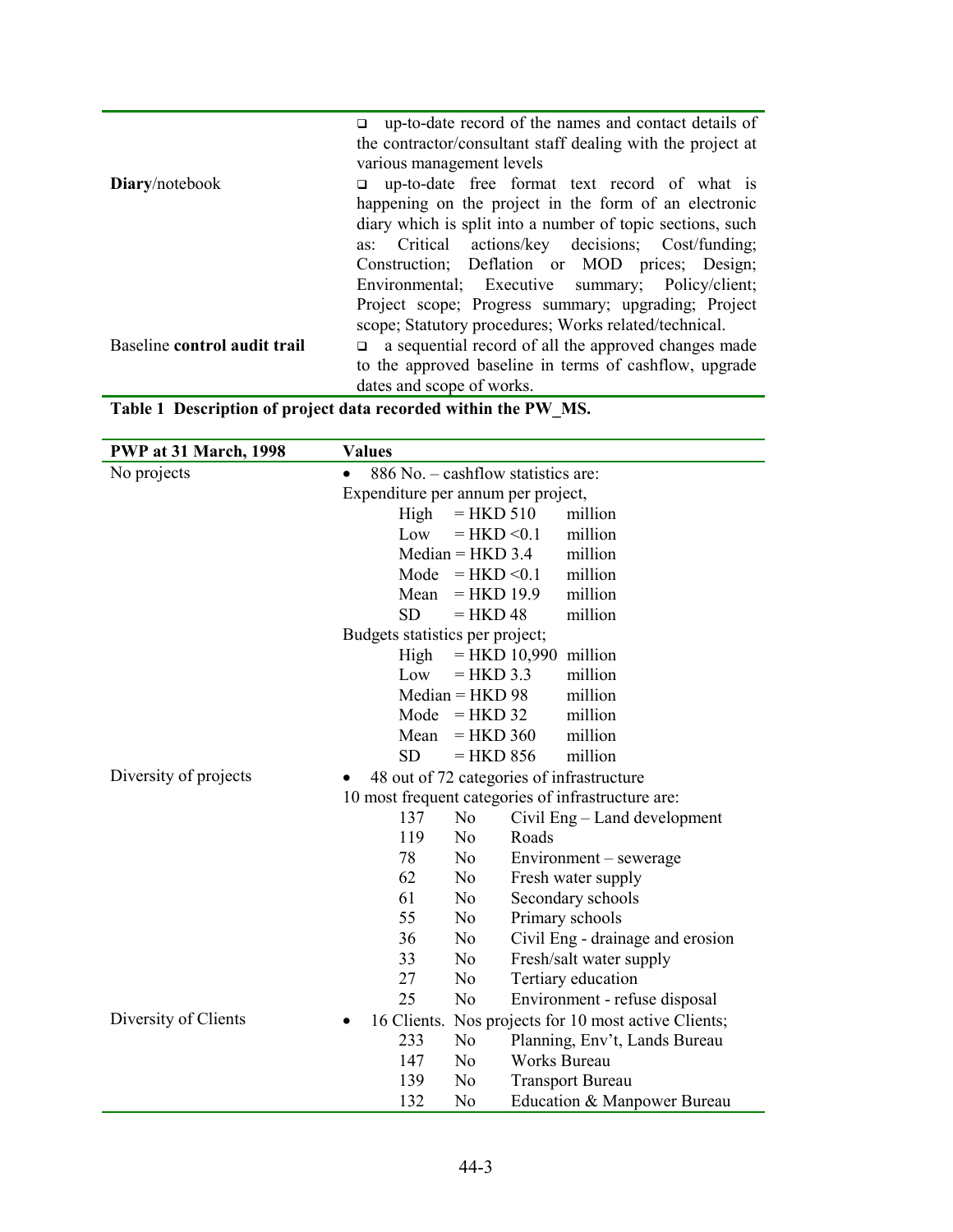| | |
|---|---|
| | ❑ up-to-date record of the names and contact details of the contractor/consultant staff dealing with the project at various management levels |
| **Diary**/notebook | ❑ up-to-date free format text record of what is happening on the project in the form of an electronic diary which is split into a number of topic sections, such as: Critical actions/key decisions; Cost/funding; Construction; Deflation or MOD prices; Design; Environmental; Executive summary; Policy/client; Project scope; Progress summary; upgrading; Project scope; Statutory procedures; Works related/technical. |
| Baseline **control audit trail** | ❑ a sequential record of all the approved changes made to the approved baseline in terms of cashflow, upgrade dates and scope of works. |

**Table 1 Description of project data recorded within the PW_MS.**

| **PWP at 31 March, 1998** | **Values** |
|---|---|
| No projects | • 886 No. – cashflow statistics are:<br>Expenditure per annum per project,<br>High = HKD 510 million<br>Low = HKD <0.1 million<br>Median = HKD 3.4 million<br>Mode = HKD <0.1 million<br>Mean = HKD 19.9 million<br>SD = HKD 48 million<br>Budgets statistics per project;<br>High = HKD 10,990 million<br>Low = HKD 3.3 million<br>Median = HKD 98 million<br>Mode = HKD 32 million<br>Mean = HKD 360 million<br>SD = HKD 856 million |
| Diversity of projects | • 48 out of 72 categories of infrastructure<br>10 most frequent categories of infrastructure are:<br>137 No Civil Eng – Land development<br>119 No Roads<br>78 No Environment – sewerage<br>62 No Fresh water supply<br>61 No Secondary schools<br>55 No Primary schools<br>36 No Civil Eng - drainage and erosion<br>33 No Fresh/salt water supply<br>27 No Tertiary education<br>25 No Environment - refuse disposal |
| Diversity of Clients | • 16 Clients. Nos projects for 10 most active Clients;<br>233 No Planning, Env't, Lands Bureau<br>147 No Works Bureau<br>139 No Transport Bureau<br>132 No Education & Manpower Bureau |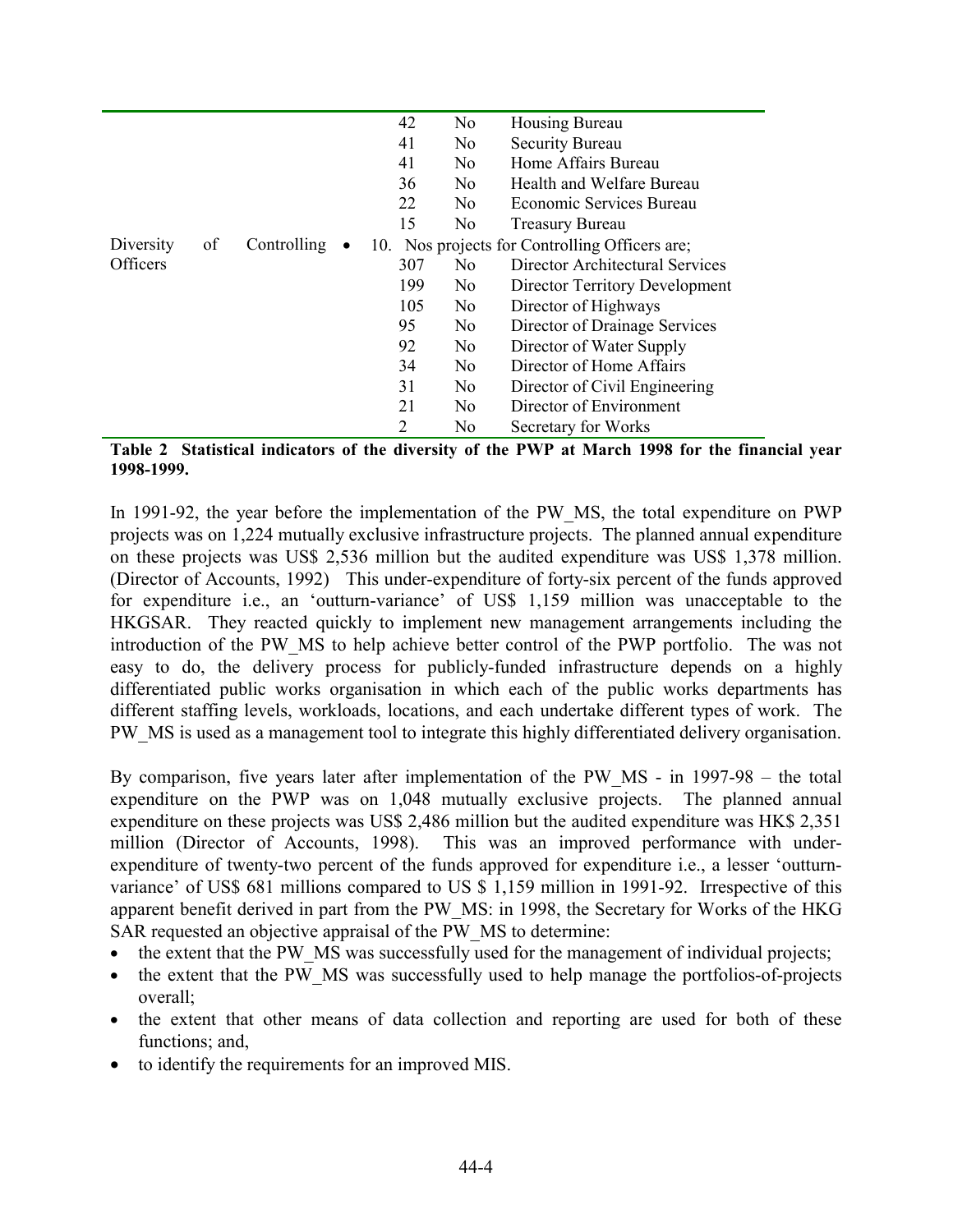| | | | |
|---|---|---|---|
| | 42 | No | Housing Bureau |
| | 41 | No | Security Bureau |
| | 41 | No | Home Affairs Bureau |
| | 36 | No | Health and Welfare Bureau |
| | 22 | No | Economic Services Bureau |
| | 15 | No | Treasury Bureau |
| Diversity of Controlling Officers | • 10. Nos projects for Controlling Officers are; | | |
| | 307 | No | Director Architectural Services |
| | 199 | No | Director Territory Development |
| | 105 | No | Director of Highways |
| | 95 | No | Director of Drainage Services |
| | 92 | No | Director of Water Supply |
| | 34 | No | Director of Home Affairs |
| | 31 | No | Director of Civil Engineering |
| | 21 | No | Director of Environment |
| | 2 | No | Secretary for Works |

**Table 2 Statistical indicators of the diversity of the PWP at March 1998 for the financial year 1998-1999.**

In 1991-92, the year before the implementation of the PW_MS, the total expenditure on PWP projects was on 1,224 mutually exclusive infrastructure projects. The planned annual expenditure on these projects was US$ 2,536 million but the audited expenditure was US$ 1,378 million. (Director of Accounts, 1992) This under-expenditure of forty-six percent of the funds approved for expenditure i.e., an 'outturn-variance' of US$ 1,159 million was unacceptable to the HKGSAR. They reacted quickly to implement new management arrangements including the introduction of the PW_MS to help achieve better control of the PWP portfolio. The was not easy to do, the delivery process for publicly-funded infrastructure depends on a highly differentiated public works organisation in which each of the public works departments has different staffing levels, workloads, locations, and each undertake different types of work. The PW_MS is used as a management tool to integrate this highly differentiated delivery organisation.

By comparison, five years later after implementation of the PW_MS - in 1997-98 – the total expenditure on the PWP was on 1,048 mutually exclusive projects. The planned annual expenditure on these projects was US$ 2,486 million but the audited expenditure was HK$ 2,351 million (Director of Accounts, 1998). This was an improved performance with under-expenditure of twenty-two percent of the funds approved for expenditure i.e., a lesser 'outturn-variance' of US$ 681 millions compared to US $ 1,159 million in 1991-92. Irrespective of this apparent benefit derived in part from the PW_MS: in 1998, the Secretary for Works of the HKG SAR requested an objective appraisal of the PW_MS to determine:

- the extent that the PW_MS was successfully used for the management of individual projects;
- the extent that the PW_MS was successfully used to help manage the portfolios-of-projects overall;
- the extent that other means of data collection and reporting are used for both of these functions; and,
- to identify the requirements for an improved MIS.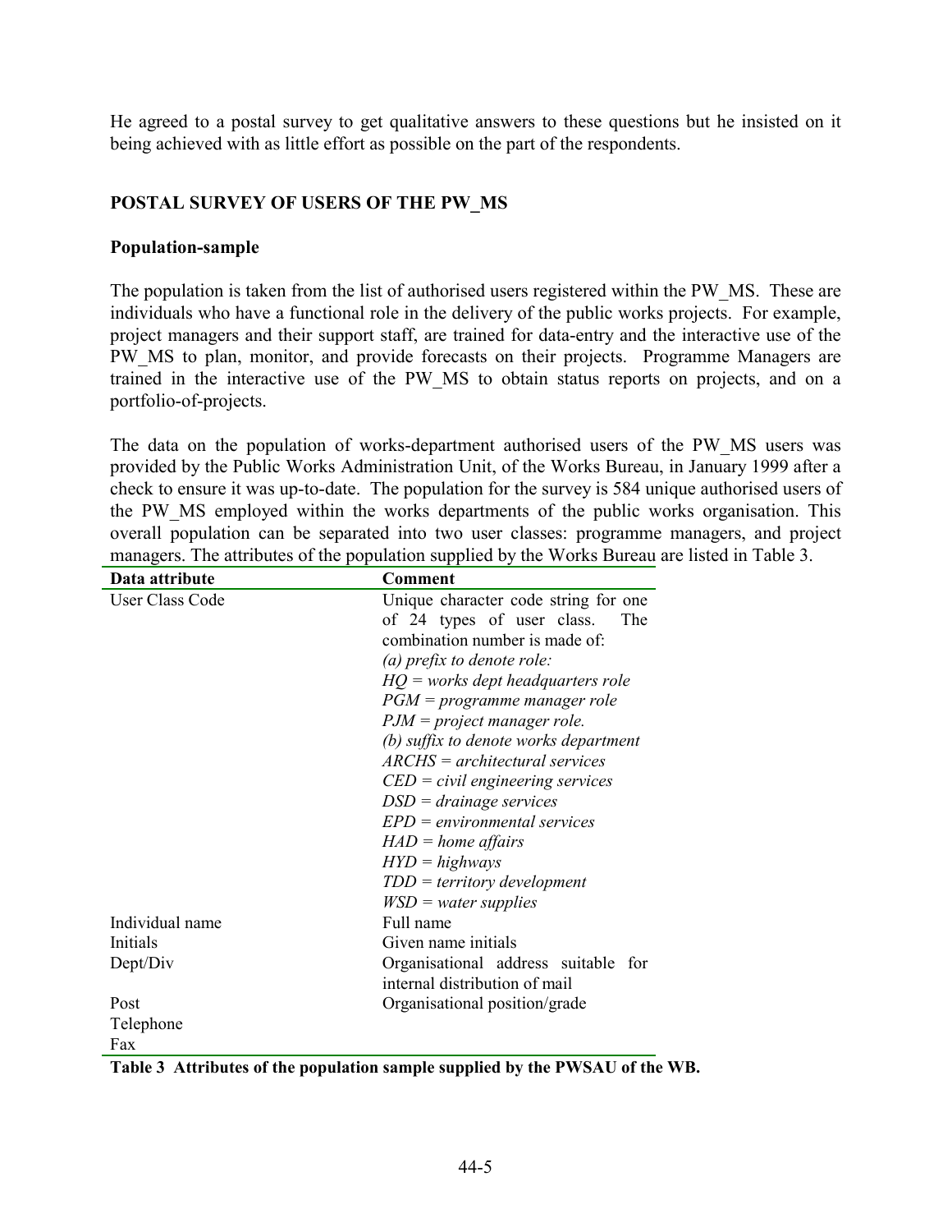He agreed to a postal survey to get qualitative answers to these questions but he insisted on it being achieved with as little effort as possible on the part of the respondents.

## POSTAL SURVEY OF USERS OF THE PW_MS

### Population-sample

The population is taken from the list of authorised users registered within the PW_MS. These are individuals who have a functional role in the delivery of the public works projects. For example, project managers and their support staff, are trained for data-entry and the interactive use of the PW_MS to plan, monitor, and provide forecasts on their projects. Programme Managers are trained in the interactive use of the PW_MS to obtain status reports on projects, and on a portfolio-of-projects.

The data on the population of works-department authorised users of the PW_MS users was provided by the Public Works Administration Unit, of the Works Bureau, in January 1999 after a check to ensure it was up-to-date. The population for the survey is 584 unique authorised users of the PW_MS employed within the works departments of the public works organisation. This overall population can be separated into two user classes: programme managers, and project managers. The attributes of the population supplied by the Works Bureau are listed in Table 3.

| Data attribute | Comment |
|---|---|
| User Class Code | Unique character code string for one of 24 types of user class. The combination number is made of:<br>*(a) prefix to denote role:*<br>*HQ = works dept headquarters role*<br>*PGM = programme manager role*<br>*PJM = project manager role.*<br>*(b) suffix to denote works department*<br>*ARCHS = architectural services*<br>*CED = civil engineering services*<br>*DSD = drainage services*<br>*EPD = environmental services*<br>*HAD = home affairs*<br>*HYD = highways*<br>*TDD = territory development*<br>*WSD = water supplies* |
| Individual name | Full name |
| Initials | Given name initials |
| Dept/Div | Organisational address suitable for internal distribution of mail |
| Post | Organisational position/grade |
| Telephone | |
| Fax | |

**Table 3 Attributes of the population sample supplied by the PWSAU of the WB.**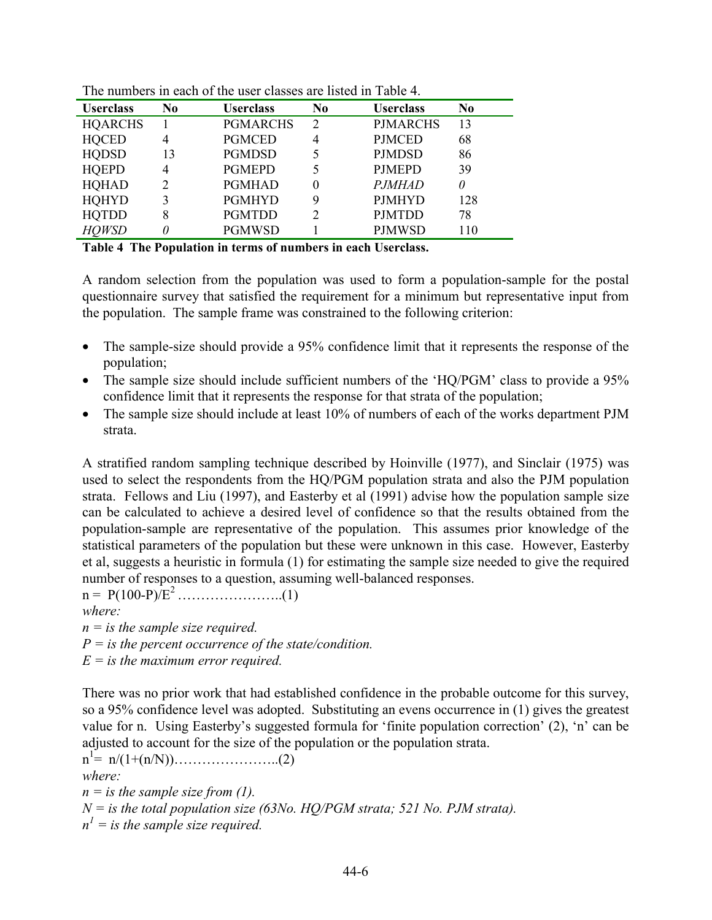The numbers in each of the user classes are listed in Table 4.

| Userclass | No | Userclass | No | Userclass | No |
|---|---|---|---|---|---|
| HQARCHS | 1 | PGMARCHS | 2 | PJMARCHS | 13 |
| HQCED | 4 | PGMCED | 4 | PJMCED | 68 |
| HQDSD | 13 | PGMDSD | 5 | PJMDSD | 86 |
| HQEPD | 4 | PGMEPD | 5 | PJMEPD | 39 |
| HQHAD | 2 | PGMHAD | 0 | *PJMHAD* | *0* |
| HQHYD | 3 | PGMHYD | 9 | PJMHYD | 128 |
| HQTDD | 8 | PGMTDD | 2 | PJMTDD | 78 |
| *HQWSD* | *0* | PGMWSD | 1 | PJMWSD | 110 |

**Table 4 The Population in terms of numbers in each Userclass.**

A random selection from the population was used to form a population-sample for the postal questionnaire survey that satisfied the requirement for a minimum but representative input from the population. The sample frame was constrained to the following criterion:

- The sample-size should provide a 95% confidence limit that it represents the response of the population;
- The sample size should include sufficient numbers of the 'HQ/PGM' class to provide a 95% confidence limit that it represents the response for that strata of the population;
- The sample size should include at least 10% of numbers of each of the works department PJM strata.

A stratified random sampling technique described by Hoinville (1977), and Sinclair (1975) was used to select the respondents from the HQ/PGM population strata and also the PJM population strata. Fellows and Liu (1997), and Easterby et al (1991) advise how the population sample size can be calculated to achieve a desired level of confidence so that the results obtained from the population-sample are representative of the population. This assumes prior knowledge of the statistical parameters of the population but these were unknown in this case. However, Easterby et al, suggests a heuristic in formula (1) for estimating the sample size needed to give the required number of responses to a question, assuming well-balanced responses.

$n = P(100-P)/E^2$ …………………..(1)

*where:*

*n = is the sample size required.*

*P = is the percent occurrence of the state/condition.*

*E = is the maximum error required.*

There was no prior work that had established confidence in the probable outcome for this survey, so a 95% confidence level was adopted. Substituting an evens occurrence in (1) gives the greatest value for n. Using Easterby's suggested formula for 'finite population correction' (2), 'n' can be adjusted to account for the size of the population or the population strata.

$n^1 = n/(1+(n/N))$…………………..(2)

*where:*

*n = is the sample size from (1).*

*N = is the total population size (63No. HQ/PGM strata; 521 No. PJM strata).*

*$n^1$ = is the sample size required.*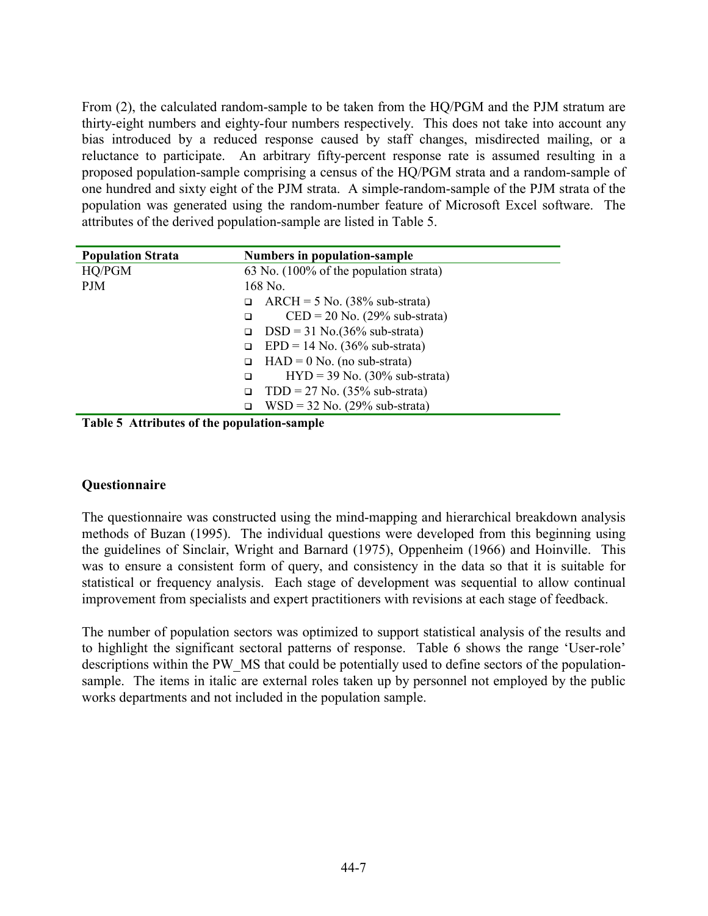From (2), the calculated random-sample to be taken from the HQ/PGM and the PJM stratum are thirty-eight numbers and eighty-four numbers respectively. This does not take into account any bias introduced by a reduced response caused by staff changes, misdirected mailing, or a reluctance to participate. An arbitrary fifty-percent response rate is assumed resulting in a proposed population-sample comprising a census of the HQ/PGM strata and a random-sample of one hundred and sixty eight of the PJM strata. A simple-random-sample of the PJM strata of the population was generated using the random-number feature of Microsoft Excel software. The attributes of the derived population-sample are listed in Table 5.

| Population Strata | Numbers in population-sample |
|---|---|
| HQ/PGM | 63 No. (100% of the population strata) |
| PJM | 168 No. |
| | ❑ ARCH = 5 No. (38% sub-strata) |
| | ❑ CED = 20 No. (29% sub-strata) |
| | ❑ DSD = 31 No.(36% sub-strata) |
| | ❑ EPD = 14 No. (36% sub-strata) |
| | ❑ HAD = 0 No. (no sub-strata) |
| | ❑ HYD = 39 No. (30% sub-strata) |
| | ❑ TDD = 27 No. (35% sub-strata) |
| | ❑ WSD = 32 No. (29% sub-strata) |

**Table 5 Attributes of the population-sample**

### Questionnaire

The questionnaire was constructed using the mind-mapping and hierarchical breakdown analysis methods of Buzan (1995). The individual questions were developed from this beginning using the guidelines of Sinclair, Wright and Barnard (1975), Oppenheim (1966) and Hoinville. This was to ensure a consistent form of query, and consistency in the data so that it is suitable for statistical or frequency analysis. Each stage of development was sequential to allow continual improvement from specialists and expert practitioners with revisions at each stage of feedback.

The number of population sectors was optimized to support statistical analysis of the results and to highlight the significant sectoral patterns of response. Table 6 shows the range 'User-role' descriptions within the PW_MS that could be potentially used to define sectors of the population-sample. The items in italic are external roles taken up by personnel not employed by the public works departments and not included in the population sample.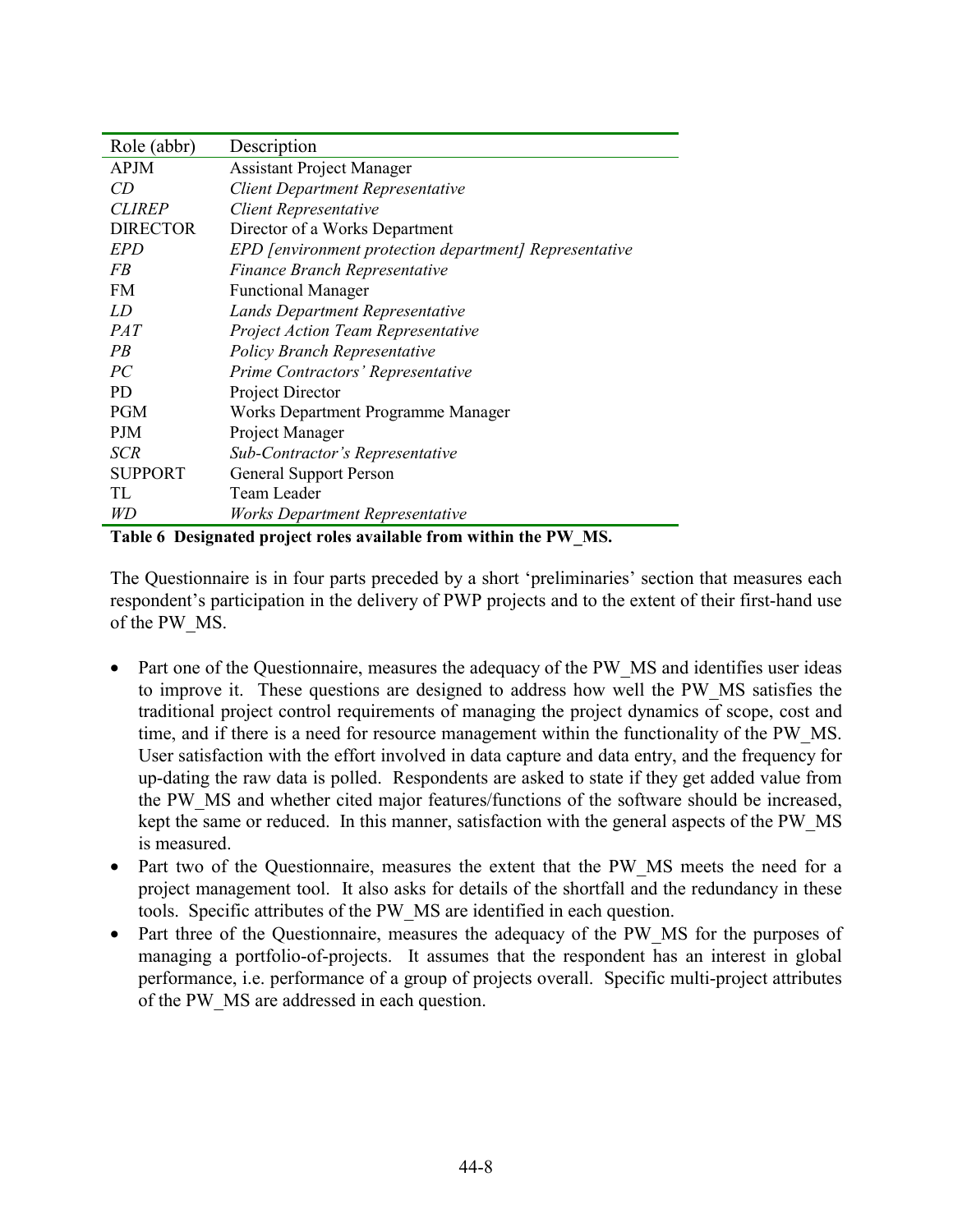| Role (abbr) | Description |
|---|---|
| APJM | Assistant Project Manager |
| *CD* | *Client Department Representative* |
| *CLIREP* | *Client Representative* |
| DIRECTOR | Director of a Works Department |
| *EPD* | *EPD [environment protection department] Representative* |
| *FB* | *Finance Branch Representative* |
| FM | Functional Manager |
| *LD* | *Lands Department Representative* |
| *PAT* | *Project Action Team Representative* |
| *PB* | *Policy Branch Representative* |
| *PC* | *Prime Contractors' Representative* |
| PD | Project Director |
| PGM | Works Department Programme Manager |
| PJM | Project Manager |
| *SCR* | *Sub-Contractor's Representative* |
| SUPPORT | General Support Person |
| TL | Team Leader |
| *WD* | *Works Department Representative* |

**Table 6 Designated project roles available from within the PW_MS.**

The Questionnaire is in four parts preceded by a short 'preliminaries' section that measures each respondent's participation in the delivery of PWP projects and to the extent of their first-hand use of the PW_MS.

- Part one of the Questionnaire, measures the adequacy of the PW_MS and identifies user ideas to improve it. These questions are designed to address how well the PW_MS satisfies the traditional project control requirements of managing the project dynamics of scope, cost and time, and if there is a need for resource management within the functionality of the PW_MS. User satisfaction with the effort involved in data capture and data entry, and the frequency for up-dating the raw data is polled. Respondents are asked to state if they get added value from the PW_MS and whether cited major features/functions of the software should be increased, kept the same or reduced. In this manner, satisfaction with the general aspects of the PW_MS is measured.
- Part two of the Questionnaire, measures the extent that the PW_MS meets the need for a project management tool. It also asks for details of the shortfall and the redundancy in these tools. Specific attributes of the PW_MS are identified in each question.
- Part three of the Questionnaire, measures the adequacy of the PW_MS for the purposes of managing a portfolio-of-projects. It assumes that the respondent has an interest in global performance, i.e. performance of a group of projects overall. Specific multi-project attributes of the PW_MS are addressed in each question.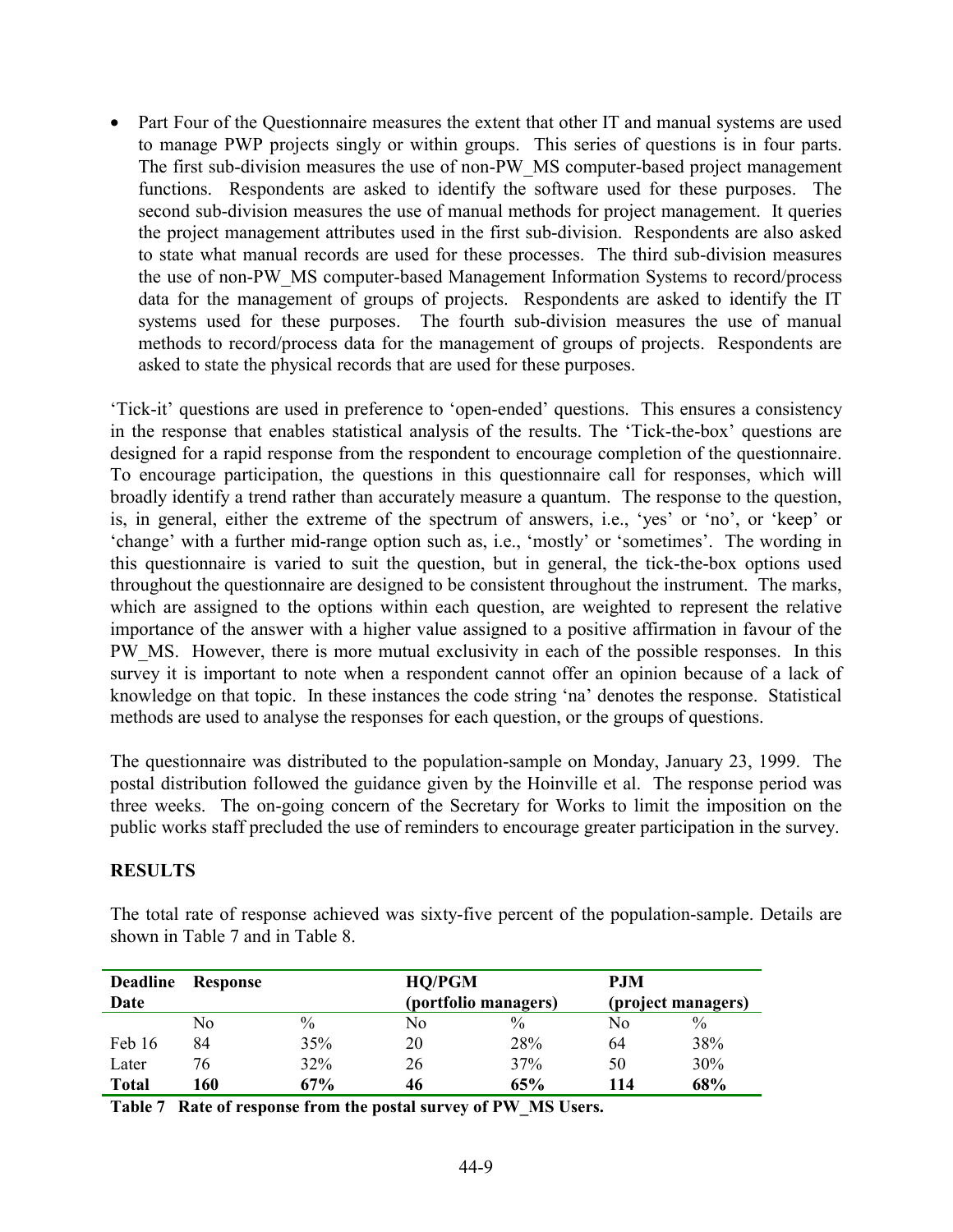- Part Four of the Questionnaire measures the extent that other IT and manual systems are used to manage PWP projects singly or within groups. This series of questions is in four parts. The first sub-division measures the use of non-PW_MS computer-based project management functions. Respondents are asked to identify the software used for these purposes. The second sub-division measures the use of manual methods for project management. It queries the project management attributes used in the first sub-division. Respondents are also asked to state what manual records are used for these processes. The third sub-division measures the use of non-PW_MS computer-based Management Information Systems to record/process data for the management of groups of projects. Respondents are asked to identify the IT systems used for these purposes. The fourth sub-division measures the use of manual methods to record/process data for the management of groups of projects. Respondents are asked to state the physical records that are used for these purposes.

'Tick-it' questions are used in preference to 'open-ended' questions. This ensures a consistency in the response that enables statistical analysis of the results. The 'Tick-the-box' questions are designed for a rapid response from the respondent to encourage completion of the questionnaire. To encourage participation, the questions in this questionnaire call for responses, which will broadly identify a trend rather than accurately measure a quantum. The response to the question, is, in general, either the extreme of the spectrum of answers, i.e., 'yes' or 'no', or 'keep' or 'change' with a further mid-range option such as, i.e., 'mostly' or 'sometimes'. The wording in this questionnaire is varied to suit the question, but in general, the tick-the-box options used throughout the questionnaire are designed to be consistent throughout the instrument. The marks, which are assigned to the options within each question, are weighted to represent the relative importance of the answer with a higher value assigned to a positive affirmation in favour of the PW_MS. However, there is more mutual exclusivity in each of the possible responses. In this survey it is important to note when a respondent cannot offer an opinion because of a lack of knowledge on that topic. In these instances the code string 'na' denotes the response. Statistical methods are used to analyse the responses for each question, or the groups of questions.

The questionnaire was distributed to the population-sample on Monday, January 23, 1999. The postal distribution followed the guidance given by the Hoinville et al. The response period was three weeks. The on-going concern of the Secretary for Works to limit the imposition on the public works staff precluded the use of reminders to encourage greater participation in the survey.

## RESULTS

The total rate of response achieved was sixty-five percent of the population-sample. Details are shown in Table 7 and in Table 8.

| **Deadline Date** | **Response** | | **HQ/PGM (portfolio managers)** | | **PJM (project managers)** | |
|---|---|---|---|---|---|---|
| | No | % | No | % | No | % |
| Feb 16 | 84 | 35% | 20 | 28% | 64 | 38% |
| Later | 76 | 32% | 26 | 37% | 50 | 30% |
| **Total** | **160** | **67%** | **46** | **65%** | **114** | **68%** |

**Table 7 Rate of response from the postal survey of PW_MS Users.**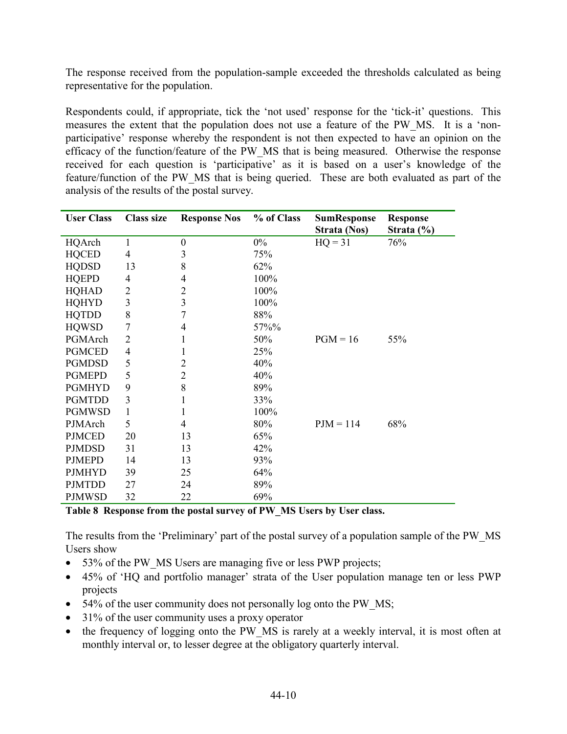The response received from the population-sample exceeded the thresholds calculated as being representative for the population.

Respondents could, if appropriate, tick the 'not used' response for the 'tick-it' questions. This measures the extent that the population does not use a feature of the PW_MS. It is a 'non-participative' response whereby the respondent is not then expected to have an opinion on the efficacy of the function/feature of the PW_MS that is being measured. Otherwise the response received for each question is 'participative' as it is based on a user's knowledge of the feature/function of the PW_MS that is being queried. These are both evaluated as part of the analysis of the results of the postal survey.

| User Class | Class size | Response Nos | % of Class | SumResponse Strata (Nos) | Response Strata (%) |
|---|---|---|---|---|---|
| HQArch | 1 | 0 | 0% | HQ = 31 | 76% |
| HQCED | 4 | 3 | 75% | | |
| HQDSD | 13 | 8 | 62% | | |
| HQEPD | 4 | 4 | 100% | | |
| HQHAD | 2 | 2 | 100% | | |
| HQHYD | 3 | 3 | 100% | | |
| HQTDD | 8 | 7 | 88% | | |
| HQWSD | 7 | 4 | 57%% | | |
| PGMArch | 2 | 1 | 50% | PGM = 16 | 55% |
| PGMCED | 4 | 1 | 25% | | |
| PGMDSD | 5 | 2 | 40% | | |
| PGMEPD | 5 | 2 | 40% | | |
| PGMHYD | 9 | 8 | 89% | | |
| PGMTDD | 3 | 1 | 33% | | |
| PGMWSD | 1 | 1 | 100% | | |
| PJMArch | 5 | 4 | 80% | PJM = 114 | 68% |
| PJMCED | 20 | 13 | 65% | | |
| PJMDSD | 31 | 13 | 42% | | |
| PJMEPD | 14 | 13 | 93% | | |
| PJMHYD | 39 | 25 | 64% | | |
| PJMTDD | 27 | 24 | 89% | | |
| PJMWSD | 32 | 22 | 69% | | |

**Table 8 Response from the postal survey of PW_MS Users by User class.**

The results from the 'Preliminary' part of the postal survey of a population sample of the PW_MS Users show

- 53% of the PW_MS Users are managing five or less PWP projects;
- 45% of 'HQ and portfolio manager' strata of the User population manage ten or less PWP projects
- 54% of the user community does not personally log onto the PW_MS;
- 31% of the user community uses a proxy operator
- the frequency of logging onto the PW_MS is rarely at a weekly interval, it is most often at monthly interval or, to lesser degree at the obligatory quarterly interval.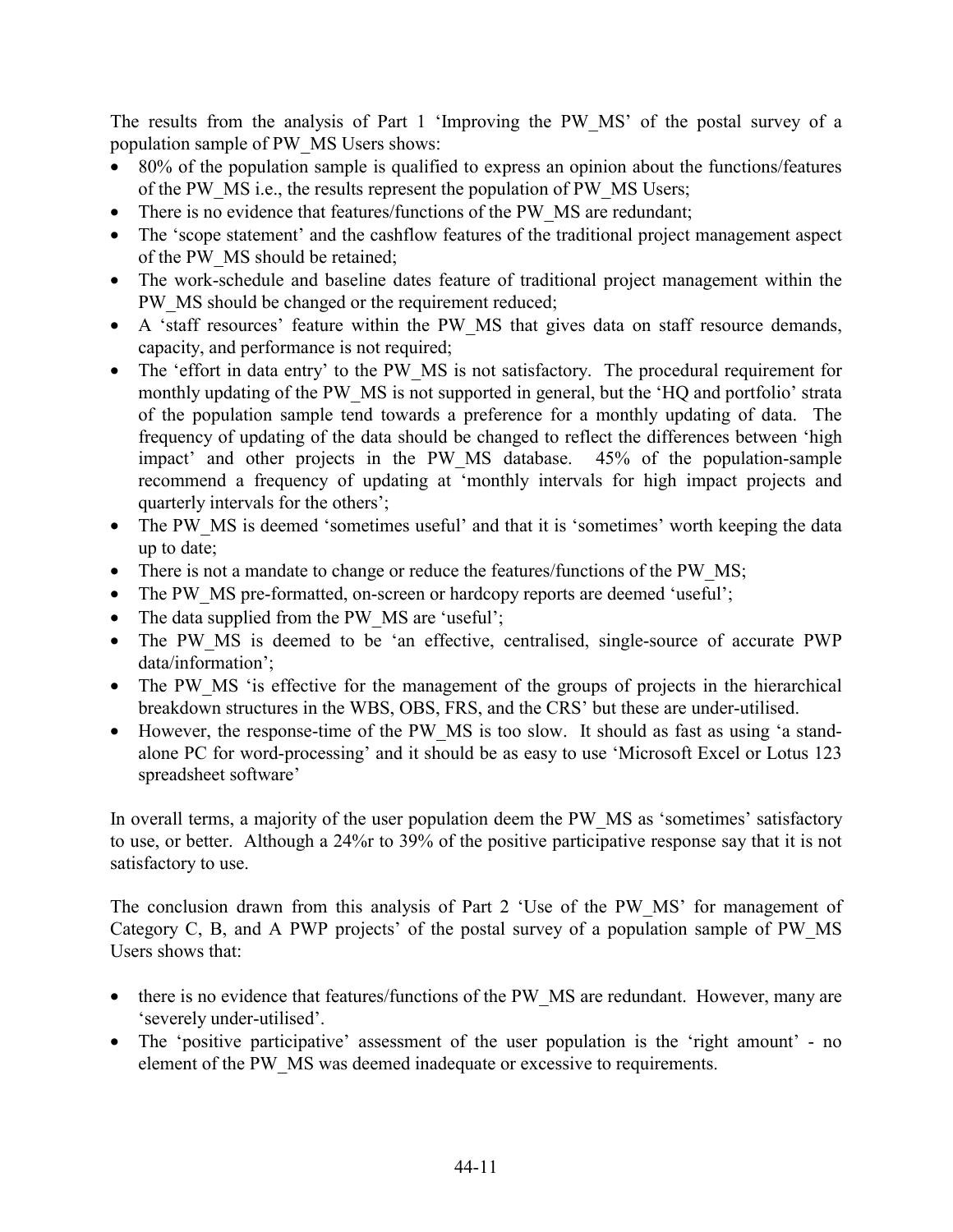The results from the analysis of Part 1 'Improving the PW_MS' of the postal survey of a population sample of PW_MS Users shows:

- 80% of the population sample is qualified to express an opinion about the functions/features of the PW_MS i.e., the results represent the population of PW_MS Users;
- There is no evidence that features/functions of the PW_MS are redundant;
- The 'scope statement' and the cashflow features of the traditional project management aspect of the PW_MS should be retained;
- The work-schedule and baseline dates feature of traditional project management within the PW_MS should be changed or the requirement reduced;
- A 'staff resources' feature within the PW_MS that gives data on staff resource demands, capacity, and performance is not required;
- The 'effort in data entry' to the PW_MS is not satisfactory. The procedural requirement for monthly updating of the PW_MS is not supported in general, but the 'HQ and portfolio' strata of the population sample tend towards a preference for a monthly updating of data. The frequency of updating of the data should be changed to reflect the differences between 'high impact' and other projects in the PW_MS database. 45% of the population-sample recommend a frequency of updating at 'monthly intervals for high impact projects and quarterly intervals for the others';
- The PW_MS is deemed 'sometimes useful' and that it is 'sometimes' worth keeping the data up to date;
- There is not a mandate to change or reduce the features/functions of the PW_MS;
- The PW_MS pre-formatted, on-screen or hardcopy reports are deemed 'useful';
- The data supplied from the PW_MS are 'useful';
- The PW_MS is deemed to be 'an effective, centralised, single-source of accurate PWP data/information';
- The PW_MS 'is effective for the management of the groups of projects in the hierarchical breakdown structures in the WBS, OBS, FRS, and the CRS' but these are under-utilised.
- However, the response-time of the PW_MS is too slow. It should as fast as using 'a stand-alone PC for word-processing' and it should be as easy to use 'Microsoft Excel or Lotus 123 spreadsheet software'

In overall terms, a majority of the user population deem the PW_MS as 'sometimes' satisfactory to use, or better. Although a 24%r to 39% of the positive participative response say that it is not satisfactory to use.

The conclusion drawn from this analysis of Part 2 'Use of the PW_MS' for management of Category C, B, and A PWP projects' of the postal survey of a population sample of PW_MS Users shows that:

- there is no evidence that features/functions of the PW_MS are redundant. However, many are 'severely under-utilised'.
- The 'positive participative' assessment of the user population is the 'right amount' - no element of the PW_MS was deemed inadequate or excessive to requirements.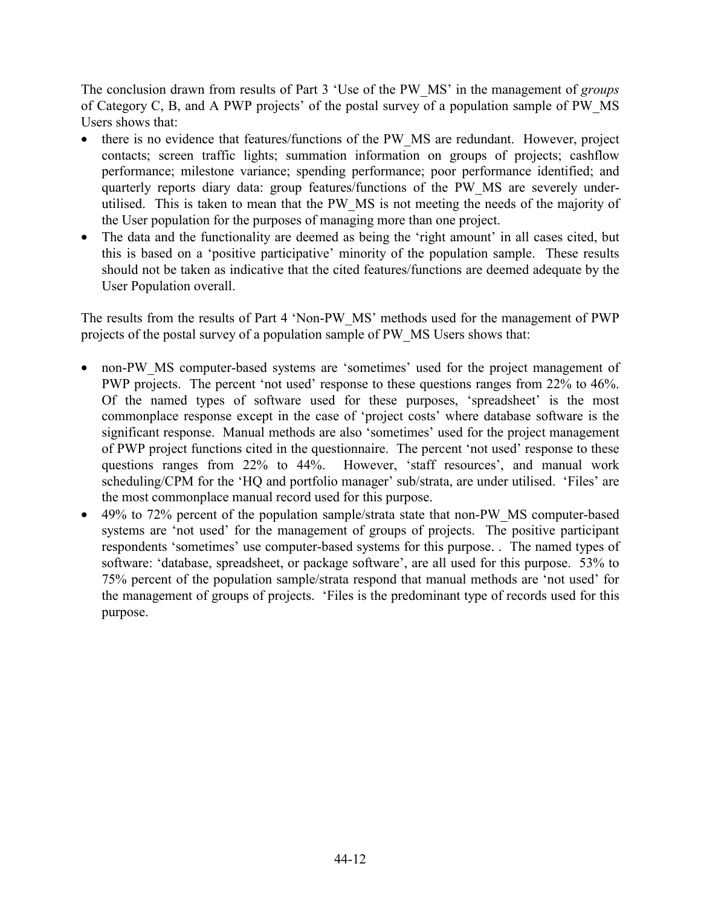The conclusion drawn from results of Part 3 'Use of the PW_MS' in the management of *groups* of Category C, B, and A PWP projects' of the postal survey of a population sample of PW_MS Users shows that:

- there is no evidence that features/functions of the PW_MS are redundant. However, project contacts; screen traffic lights; summation information on groups of projects; cashflow performance; milestone variance; spending performance; poor performance identified; and quarterly reports diary data: group features/functions of the PW_MS are severely under-utilised. This is taken to mean that the PW_MS is not meeting the needs of the majority of the User population for the purposes of managing more than one project.
- The data and the functionality are deemed as being the 'right amount' in all cases cited, but this is based on a 'positive participative' minority of the population sample. These results should not be taken as indicative that the cited features/functions are deemed adequate by the User Population overall.

The results from the results of Part 4 'Non-PW_MS' methods used for the management of PWP projects of the postal survey of a population sample of PW_MS Users shows that:

- non-PW_MS computer-based systems are 'sometimes' used for the project management of PWP projects. The percent 'not used' response to these questions ranges from 22% to 46%. Of the named types of software used for these purposes, 'spreadsheet' is the most commonplace response except in the case of 'project costs' where database software is the significant response. Manual methods are also 'sometimes' used for the project management of PWP project functions cited in the questionnaire. The percent 'not used' response to these questions ranges from 22% to 44%. However, 'staff resources', and manual work scheduling/CPM for the 'HQ and portfolio manager' sub/strata, are under utilised. 'Files' are the most commonplace manual record used for this purpose.
- 49% to 72% percent of the population sample/strata state that non-PW_MS computer-based systems are 'not used' for the management of groups of projects. The positive participant respondents 'sometimes' use computer-based systems for this purpose. . The named types of software: 'database, spreadsheet, or package software', are all used for this purpose. 53% to 75% percent of the population sample/strata respond that manual methods are 'not used' for the management of groups of projects. 'Files is the predominant type of records used for this purpose.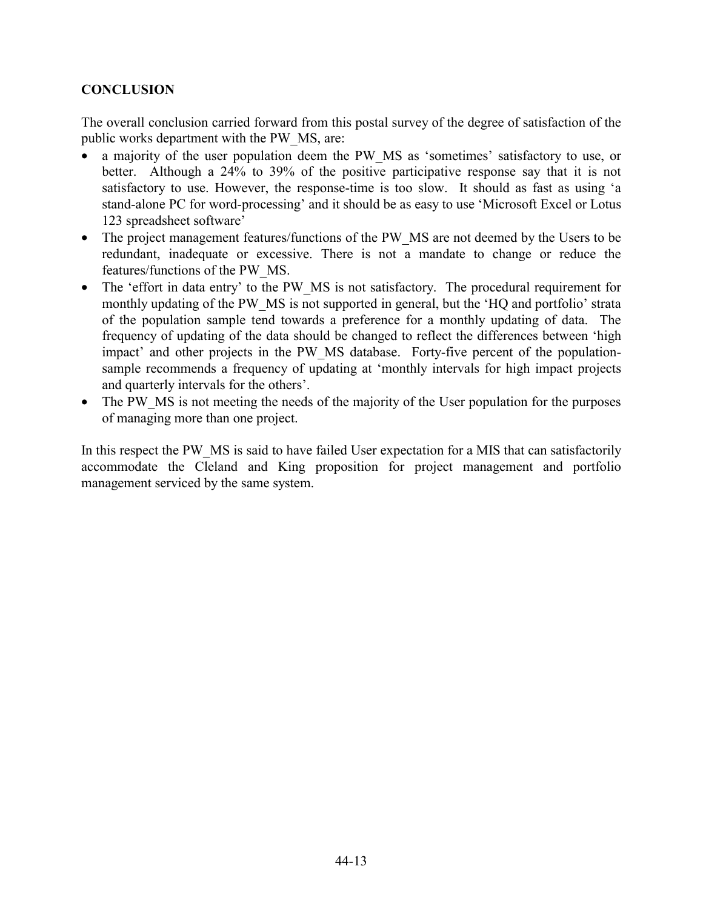## CONCLUSION

The overall conclusion carried forward from this postal survey of the degree of satisfaction of the public works department with the PW_MS, are:

- a majority of the user population deem the PW_MS as 'sometimes' satisfactory to use, or better. Although a 24% to 39% of the positive participative response say that it is not satisfactory to use. However, the response-time is too slow. It should as fast as using 'a stand-alone PC for word-processing' and it should be as easy to use 'Microsoft Excel or Lotus 123 spreadsheet software'
- The project management features/functions of the PW_MS are not deemed by the Users to be redundant, inadequate or excessive. There is not a mandate to change or reduce the features/functions of the PW_MS.
- The 'effort in data entry' to the PW_MS is not satisfactory. The procedural requirement for monthly updating of the PW_MS is not supported in general, but the 'HQ and portfolio' strata of the population sample tend towards a preference for a monthly updating of data. The frequency of updating of the data should be changed to reflect the differences between 'high impact' and other projects in the PW_MS database. Forty-five percent of the population-sample recommends a frequency of updating at 'monthly intervals for high impact projects and quarterly intervals for the others'.
- The PW_MS is not meeting the needs of the majority of the User population for the purposes of managing more than one project.

In this respect the PW_MS is said to have failed User expectation for a MIS that can satisfactorily accommodate the Cleland and King proposition for project management and portfolio management serviced by the same system.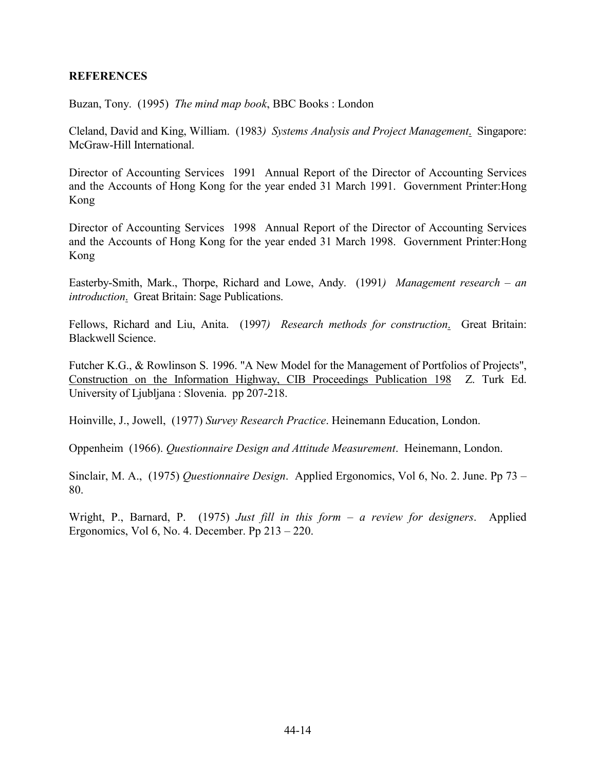**REFERENCES**

Buzan, Tony. (1995) *The mind map book*, BBC Books : London

Cleland, David and King, William. (1983*) Systems Analysis and Project Management*. Singapore: McGraw-Hill International.

Director of Accounting Services 1991 Annual Report of the Director of Accounting Services and the Accounts of Hong Kong for the year ended 31 March 1991. Government Printer:Hong Kong

Director of Accounting Services 1998 Annual Report of the Director of Accounting Services and the Accounts of Hong Kong for the year ended 31 March 1998. Government Printer:Hong Kong

Easterby-Smith, Mark., Thorpe, Richard and Lowe, Andy. (1991*) Management research – an introduction*. Great Britain: Sage Publications.

Fellows, Richard and Liu, Anita. (1997*) Research methods for construction*. Great Britain: Blackwell Science.

Futcher K.G., & Rowlinson S. 1996. "A New Model for the Management of Portfolios of Projects", Construction on the Information Highway, CIB Proceedings Publication 198 Z. Turk Ed. University of Ljubljana : Slovenia. pp 207-218.

Hoinville, J., Jowell, (1977) *Survey Research Practice*. Heinemann Education, London.

Oppenheim (1966). *Questionnaire Design and Attitude Measurement*. Heinemann, London.

Sinclair, M. A., (1975) *Questionnaire Design*. Applied Ergonomics, Vol 6, No. 2. June. Pp 73 – 80.

Wright, P., Barnard, P. (1975) *Just fill in this form – a review for designers*. Applied Ergonomics, Vol 6, No. 4. December. Pp 213 – 220.